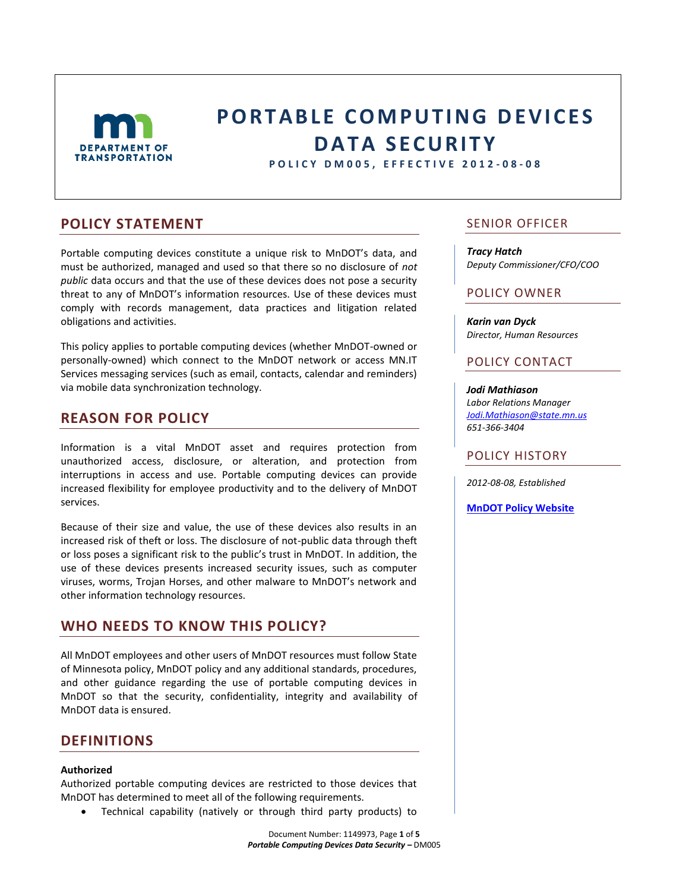# PORTABLE COMPUTING DEVICES DATA SECURITY

**POLICY DM005, EFFECTIVE 2012-08-08**

## POLICY STATEMENT

Portable computing devices constitute a unique risk to MnDOT's data, and must be authorized, managed and used so that there so no disclosure of *not public* data occurs and that the use of these devices does not pose a security threat to any of MnDOT's information resources. Use of these devices must comply with records management, data practices and litigation related obligations and activities.

This policy applies to portable computing devices (whether MnDOT-owned or personally-owned) which connect to the MnDOT network or access MN.IT Services messaging services (such as email, contacts, calendar and reminders) via mobile data synchronization technology.

## REASON FOR POLICY

Information is a vital MnDOT asset and requires protection from unauthorized access, disclosure, or alteration, and protection from interruptions in access and use. Portable computing devices can provide increased flexibility for employee productivity and to the delivery of MnDOT services.

Because of their size and value, the use of these devices also results in an increased risk of theft or loss. The disclosure of not-public data through theft or loss poses a significant risk to the public's trust in MnDOT. In addition, the use of these devices presents increased security issues, such as computer viruses, worms, Trojan Horses, and other malware to MnDOT's network and other information technology resources.

## WHO NEEDS TO KNOW THIS POLICY?

All MnDOT employees and other users of MnDOT resources must follow State of Minnesota policy, MnDOT policy and any additional standards, procedures, and other guidance regarding the use of portable computing devices in MnDOT so that the security, confidentiality, integrity and availability of MnDOT data is ensured.

## DEFINITIONS

**Authorized**

Authorized portable computing devices are restricted to those devices that MnDOT has determined to meet all of the following requirements.

- Technical capability (natively or through third party products) to

## SENIOR OFFICER

***Tracy Hatch***
*Deputy Commissioner/CFO/COO*

## POLICY OWNER

***Karin van Dyck***
*Director, Human Resources*

## POLICY CONTACT

***Jodi Mathiason***
*Labor Relations Manager*
*Jodi.Mathiason@state.mn.us*
*651-366-3404*

## POLICY HISTORY

*2012-08-08, Established*

**MnDOT Policy Website**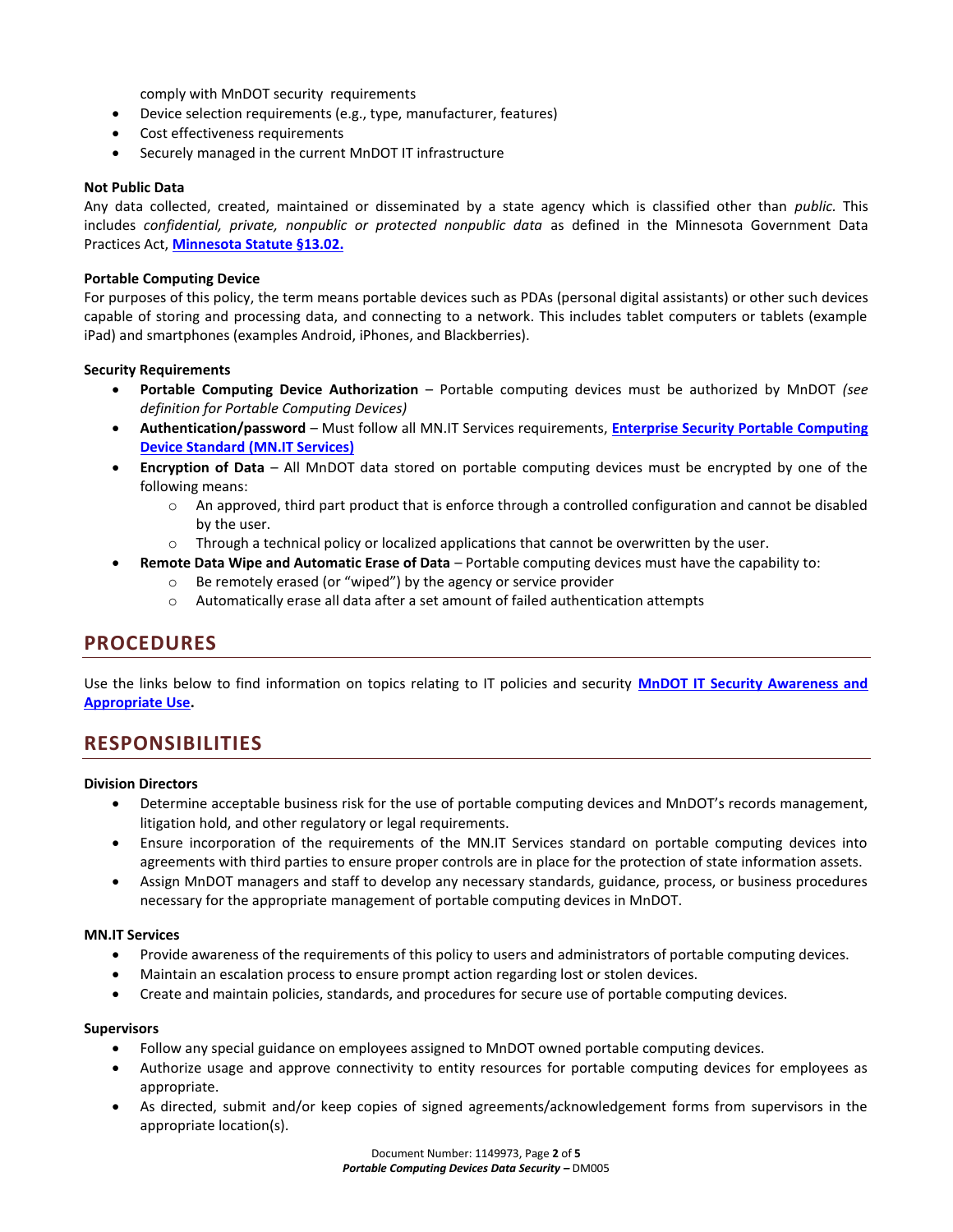comply with MnDOT security requirements

- Device selection requirements (e.g., type, manufacturer, features)
- Cost effectiveness requirements
- Securely managed in the current MnDOT IT infrastructure

**Not Public Data**

Any data collected, created, maintained or disseminated by a state agency which is classified other than *public.* This includes *confidential, private, nonpublic or protected nonpublic data* as defined in the Minnesota Government Data Practices Act, **Minnesota Statute §13.02.**

**Portable Computing Device**

For purposes of this policy, the term means portable devices such as PDAs (personal digital assistants) or other such devices capable of storing and processing data, and connecting to a network. This includes tablet computers or tablets (example iPad) and smartphones (examples Android, iPhones, and Blackberries).

**Security Requirements**

- **Portable Computing Device Authorization** – Portable computing devices must be authorized by MnDOT *(see definition for Portable Computing Devices)*
- **Authentication/password** – Must follow all MN.IT Services requirements, **Enterprise Security Portable Computing Device Standard (MN.IT Services)**
- **Encryption of Data** – All MnDOT data stored on portable computing devices must be encrypted by one of the following means:
  - An approved, third part product that is enforce through a controlled configuration and cannot be disabled by the user.
  - Through a technical policy or localized applications that cannot be overwritten by the user.
- **Remote Data Wipe and Automatic Erase of Data** – Portable computing devices must have the capability to:
  - Be remotely erased (or "wiped") by the agency or service provider
  - Automatically erase all data after a set amount of failed authentication attempts

## PROCEDURES

Use the links below to find information on topics relating to IT policies and security **MnDOT IT Security Awareness and Appropriate Use.**

## RESPONSIBILITIES

**Division Directors**

- Determine acceptable business risk for the use of portable computing devices and MnDOT's records management, litigation hold, and other regulatory or legal requirements.
- Ensure incorporation of the requirements of the MN.IT Services standard on portable computing devices into agreements with third parties to ensure proper controls are in place for the protection of state information assets.
- Assign MnDOT managers and staff to develop any necessary standards, guidance, process, or business procedures necessary for the appropriate management of portable computing devices in MnDOT.

**MN.IT Services**

- Provide awareness of the requirements of this policy to users and administrators of portable computing devices.
- Maintain an escalation process to ensure prompt action regarding lost or stolen devices.
- Create and maintain policies, standards, and procedures for secure use of portable computing devices.

**Supervisors**

- Follow any special guidance on employees assigned to MnDOT owned portable computing devices.
- Authorize usage and approve connectivity to entity resources for portable computing devices for employees as appropriate.
- As directed, submit and/or keep copies of signed agreements/acknowledgement forms from supervisors in the appropriate location(s).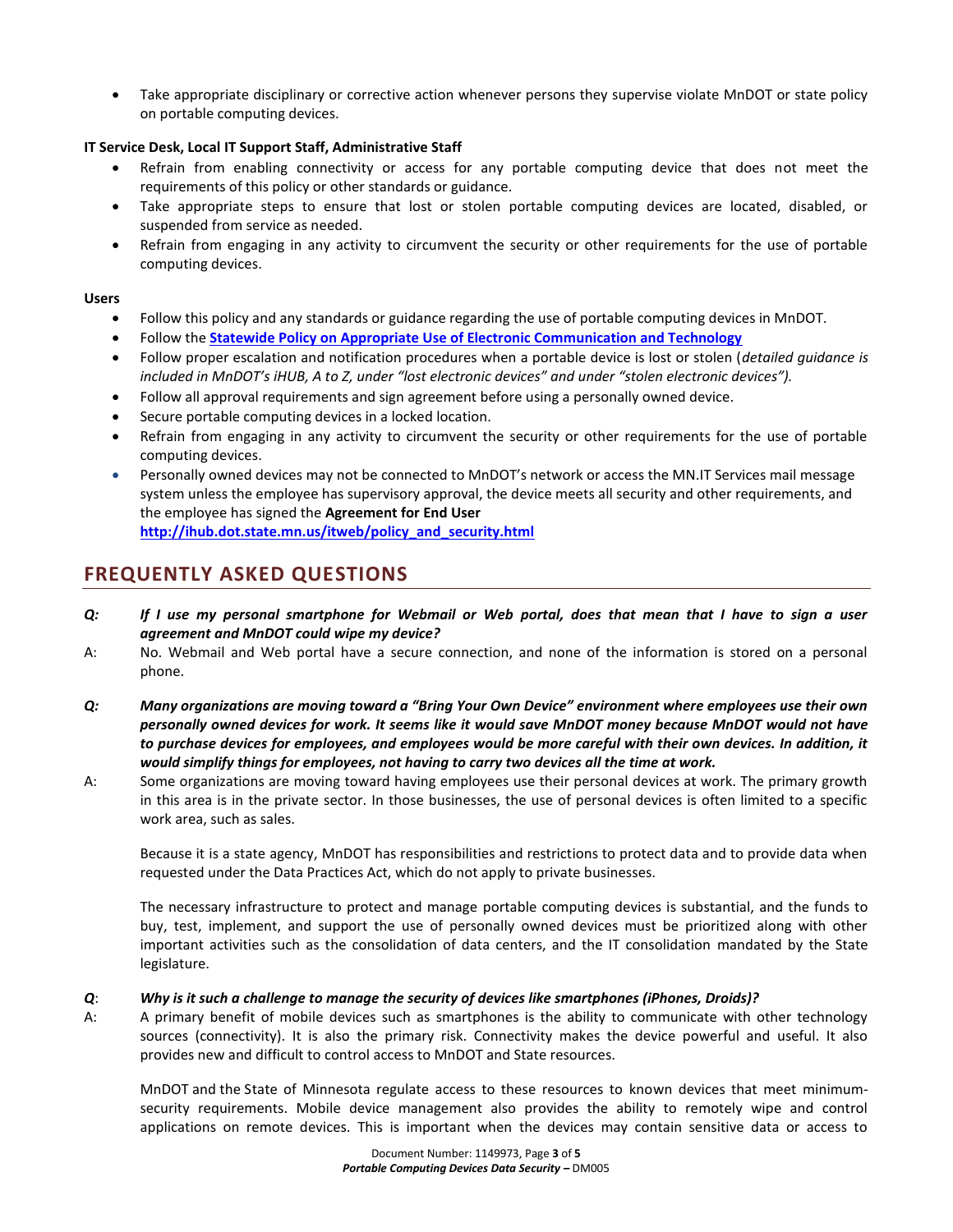- Take appropriate disciplinary or corrective action whenever persons they supervise violate MnDOT or state policy on portable computing devices.

**IT Service Desk, Local IT Support Staff, Administrative Staff**

- Refrain from enabling connectivity or access for any portable computing device that does not meet the requirements of this policy or other standards or guidance.
- Take appropriate steps to ensure that lost or stolen portable computing devices are located, disabled, or suspended from service as needed.
- Refrain from engaging in any activity to circumvent the security or other requirements for the use of portable computing devices.

**Users**

- Follow this policy and any standards or guidance regarding the use of portable computing devices in MnDOT.
- Follow the **Statewide Policy on Appropriate Use of Electronic Communication and Technology**
- Follow proper escalation and notification procedures when a portable device is lost or stolen (*detailed guidance is included in MnDOT's iHUB, A to Z, under "lost electronic devices" and under "stolen electronic devices").*
- Follow all approval requirements and sign agreement before using a personally owned device.
- Secure portable computing devices in a locked location.
- Refrain from engaging in any activity to circumvent the security or other requirements for the use of portable computing devices.
- Personally owned devices may not be connected to MnDOT's network or access the MN.IT Services mail message system unless the employee has supervisory approval, the device meets all security and other requirements, and the employee has signed the **Agreement for End User** **http://ihub.dot.state.mn.us/itweb/policy_and_security.html**

## FREQUENTLY ASKED QUESTIONS

***Q: If I use my personal smartphone for Webmail or Web portal, does that mean that I have to sign a user agreement and MnDOT could wipe my device?***

A: No. Webmail and Web portal have a secure connection, and none of the information is stored on a personal phone.

***Q: Many organizations are moving toward a "Bring Your Own Device" environment where employees use their own personally owned devices for work. It seems like it would save MnDOT money because MnDOT would not have to purchase devices for employees, and employees would be more careful with their own devices. In addition, it would simplify things for employees, not having to carry two devices all the time at work.***

A: Some organizations are moving toward having employees use their personal devices at work. The primary growth in this area is in the private sector. In those businesses, the use of personal devices is often limited to a specific work area, such as sales.

Because it is a state agency, MnDOT has responsibilities and restrictions to protect data and to provide data when requested under the Data Practices Act, which do not apply to private businesses.

The necessary infrastructure to protect and manage portable computing devices is substantial, and the funds to buy, test, implement, and support the use of personally owned devices must be prioritized along with other important activities such as the consolidation of data centers, and the IT consolidation mandated by the State legislature.

***Q: Why is it such a challenge to manage the security of devices like smartphones (iPhones, Droids)?***

A: A primary benefit of mobile devices such as smartphones is the ability to communicate with other technology sources (connectivity). It is also the primary risk. Connectivity makes the device powerful and useful. It also provides new and difficult to control access to MnDOT and State resources.

MnDOT and the State of Minnesota regulate access to these resources to known devices that meet minimum-security requirements. Mobile device management also provides the ability to remotely wipe and control applications on remote devices. This is important when the devices may contain sensitive data or access to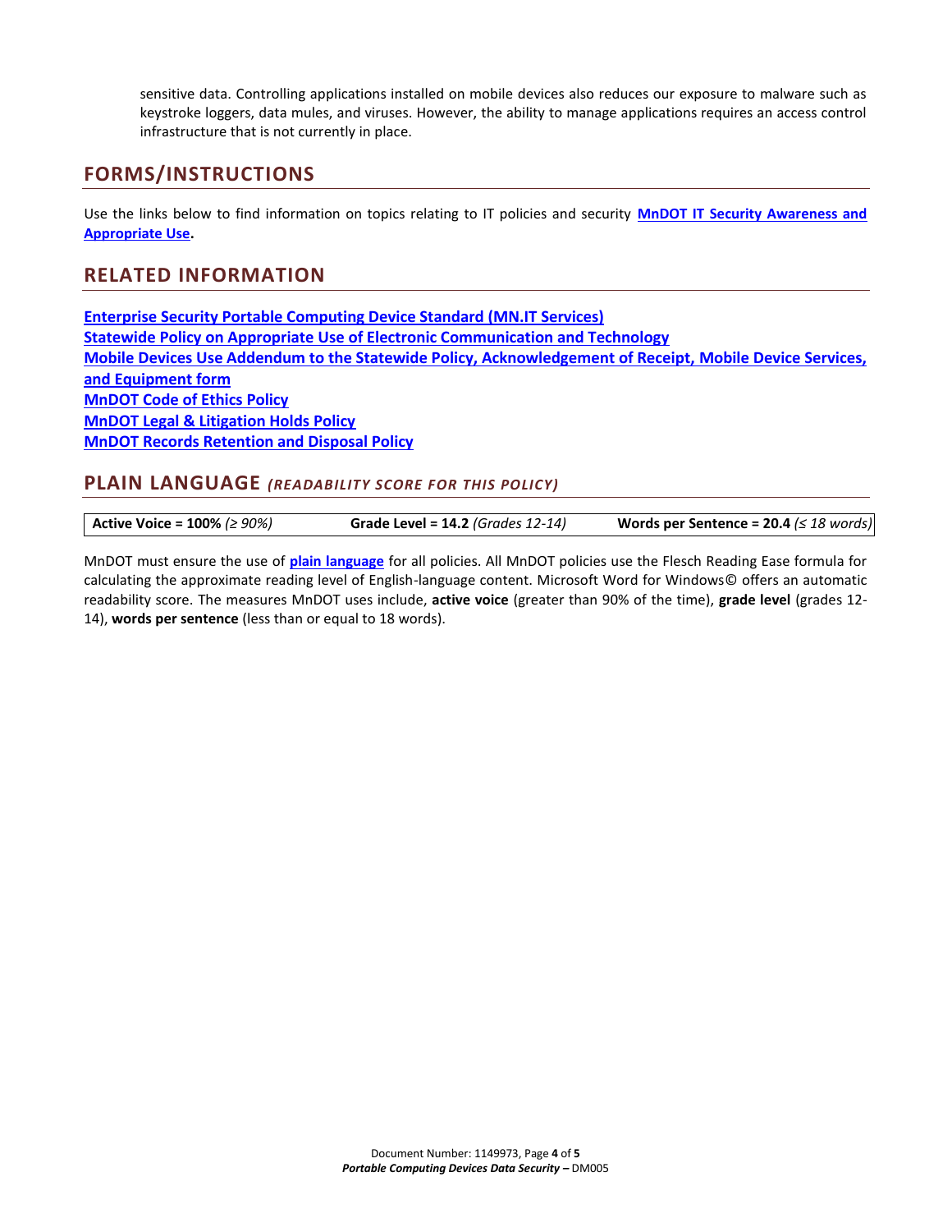sensitive data. Controlling applications installed on mobile devices also reduces our exposure to malware such as keystroke loggers, data mules, and viruses. However, the ability to manage applications requires an access control infrastructure that is not currently in place.

## FORMS/INSTRUCTIONS

Use the links below to find information on topics relating to IT policies and security **MnDOT IT Security Awareness and Appropriate Use.**

## RELATED INFORMATION

**Enterprise Security Portable Computing Device Standard (MN.IT Services)**
**Statewide Policy on Appropriate Use of Electronic Communication and Technology**
**Mobile Devices Use Addendum to the Statewide Policy, Acknowledgement of Receipt, Mobile Device Services, and Equipment form**
**MnDOT Code of Ethics Policy**
**MnDOT Legal & Litigation Holds Policy**
**MnDOT Records Retention and Disposal Policy**

## PLAIN LANGUAGE *(READABILITY SCORE FOR THIS POLICY)*

| **Active Voice = 100%** *(≥ 90%)* | **Grade Level = 14.2** *(Grades 12-14)* | **Words per Sentence = 20.4** *(≤ 18 words)* |
|---|---|---|

MnDOT must ensure the use of **plain language** for all policies. All MnDOT policies use the Flesch Reading Ease formula for calculating the approximate reading level of English-language content. Microsoft Word for Windows© offers an automatic readability score. The measures MnDOT uses include, **active voice** (greater than 90% of the time), **grade level** (grades 12-14), **words per sentence** (less than or equal to 18 words).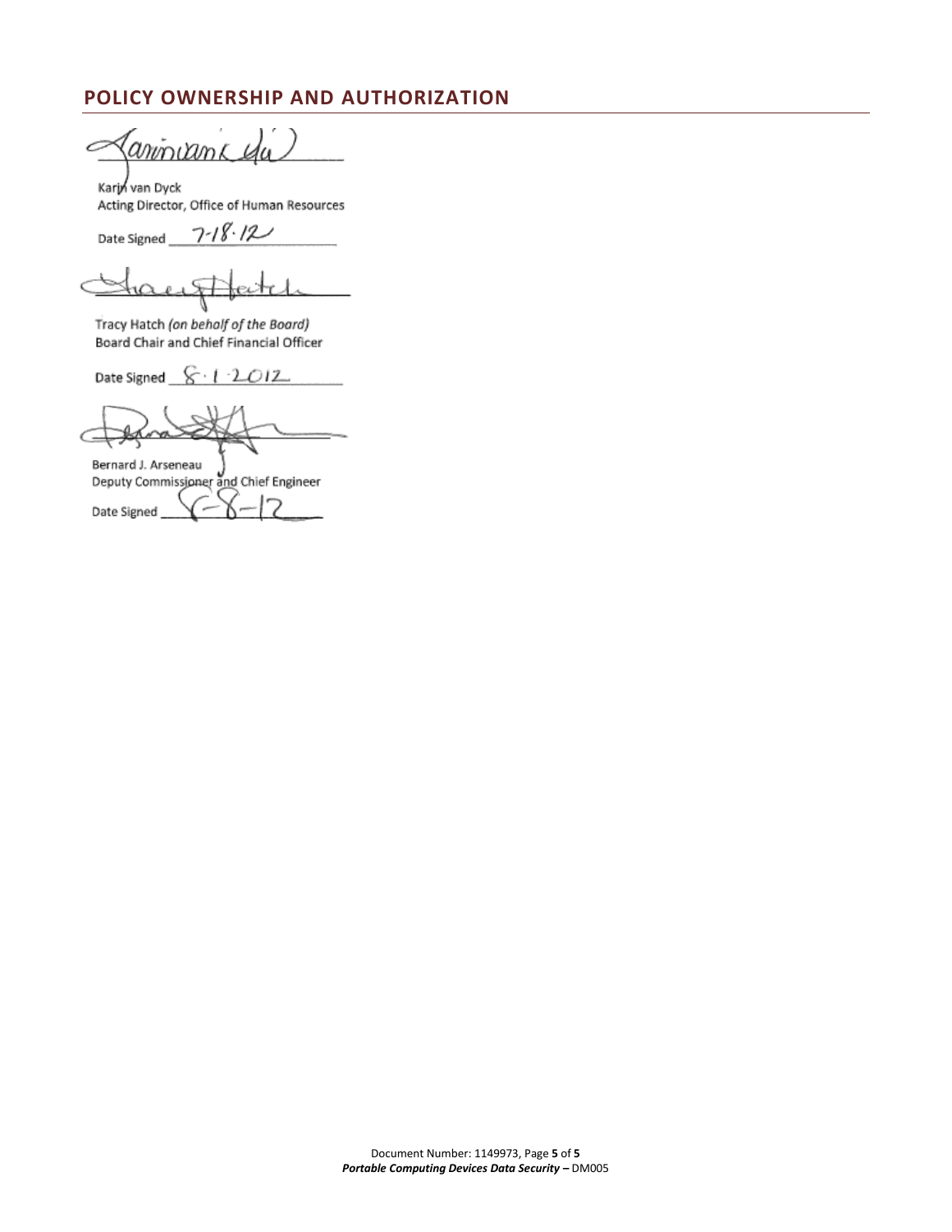## POLICY OWNERSHIP AND AUTHORIZATION

Karin van Dyck
Acting Director, Office of Human Resources

Date Signed 7-18-12

Tracy Hatch *(on behalf of the Board)*
Board Chair and Chief Financial Officer

Date Signed 8-1-2012

Bernard J. Arseneau
Deputy Commissioner and Chief Engineer

Date Signed 6-8-12